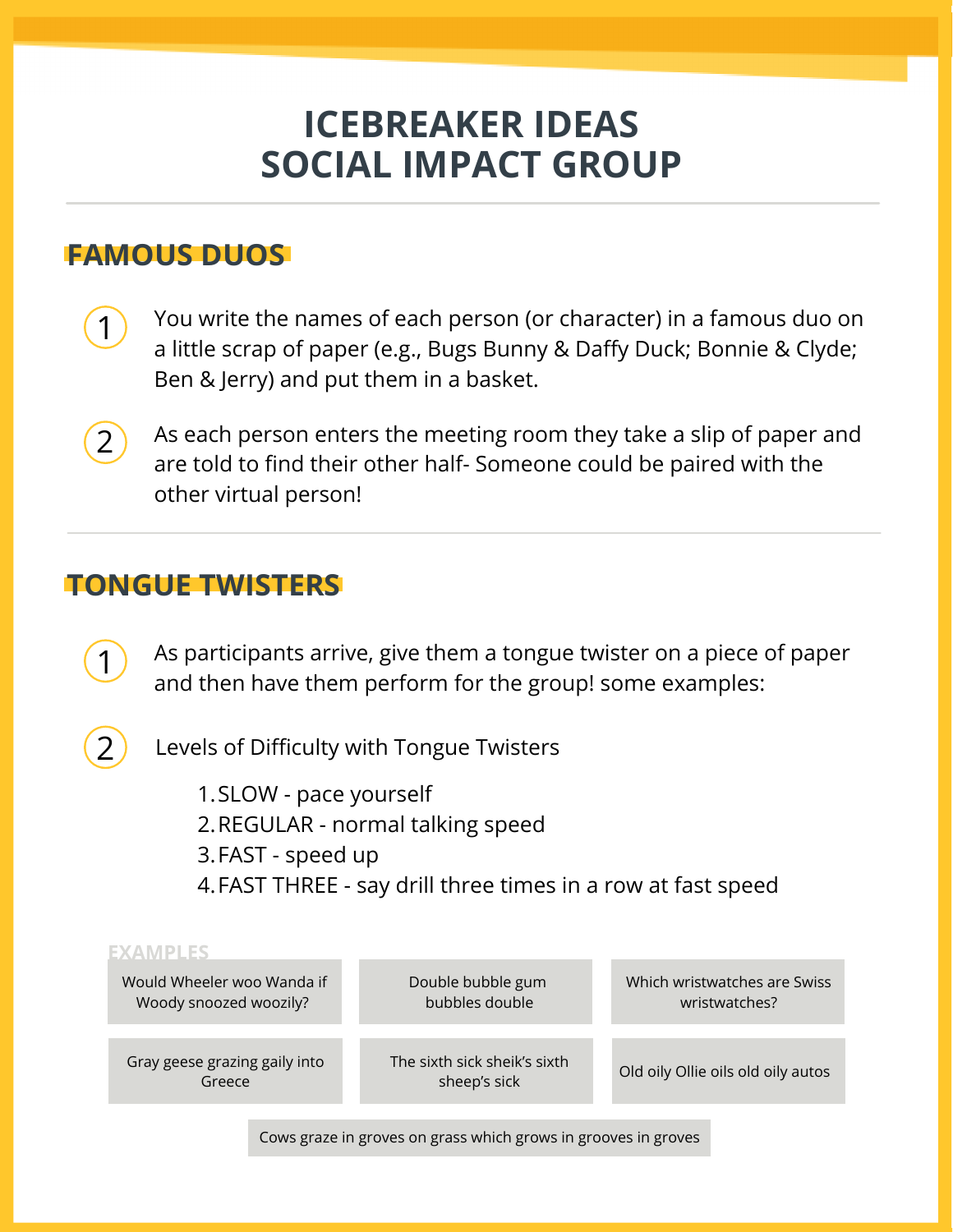# ICEBREAKER IDEAS
# SOCIAL IMPACT GROUP

## FAMOUS DUOS

1. You write the names of each person (or character) in a famous duo on a little scrap of paper (e.g., Bugs Bunny & Daffy Duck; Bonnie & Clyde; Ben & Jerry) and put them in a basket.

2. As each person enters the meeting room they take a slip of paper and are told to find their other half- Someone could be paired with the other virtual person!

## TONGUE TWISTERS

1. As participants arrive, give them a tongue twister on a piece of paper and then have them perform for the group! some examples:

2. Levels of Difficulty with Tongue Twisters
   1. SLOW - pace yourself
   2. REGULAR - normal talking speed
   3. FAST - speed up
   4. FAST THREE - say drill three times in a row at fast speed

EXAMPLES

- Would Wheeler woo Wanda if Woody snoozed woozily?
- Double bubble gum bubbles double
- Which wristwatches are Swiss wristwatches?
- Gray geese grazing gaily into Greece
- The sixth sick sheik's sixth sheep's sick
- Old oily Ollie oils old oily autos
- Cows graze in groves on grass which grows in grooves in groves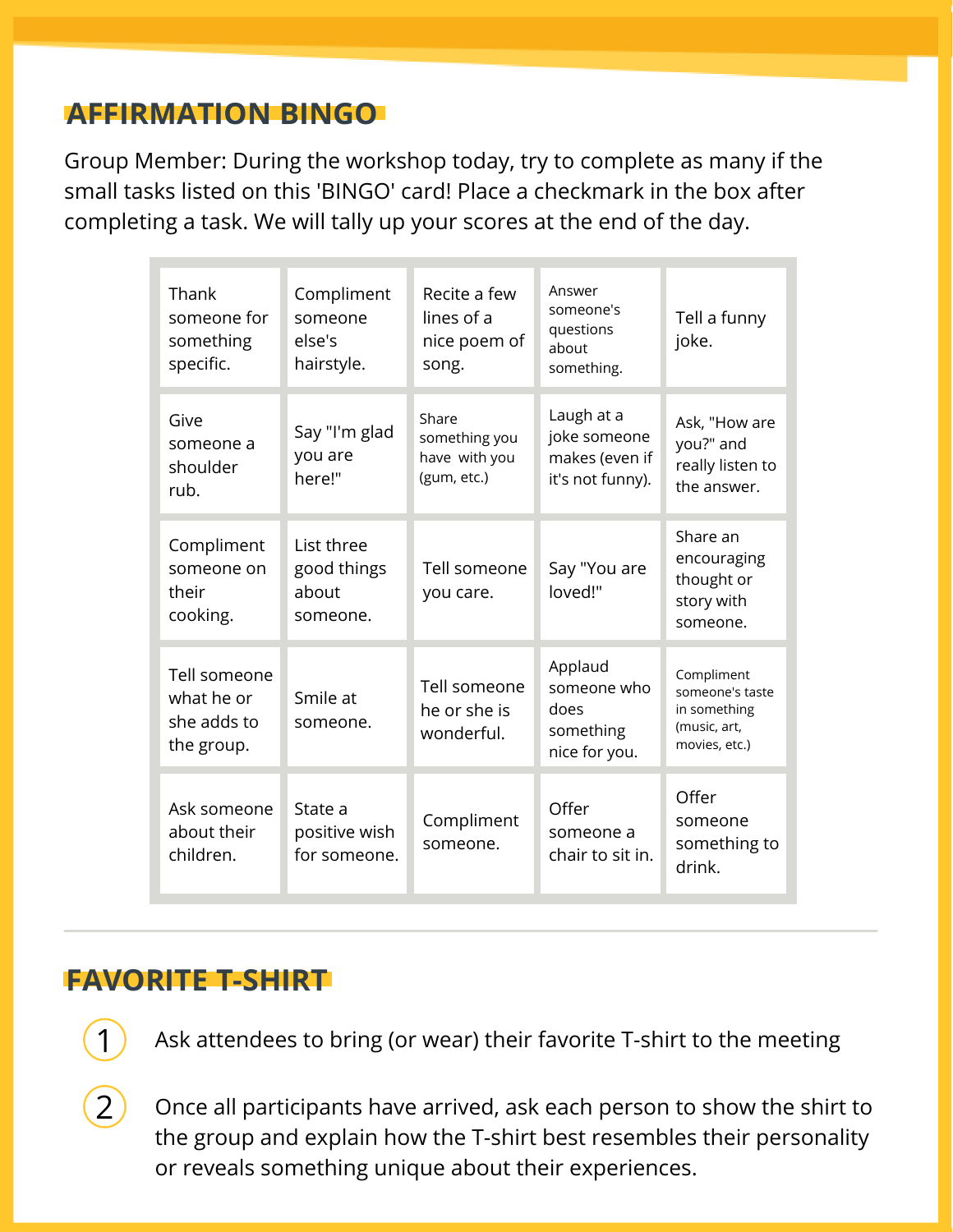## AFFIRMATION BINGO

Group Member: During the workshop today, try to complete as many if the small tasks listed on this 'BINGO' card! Place a checkmark in the box after completing a task. We will tally up your scores at the end of the day.

| | | | | |
|---|---|---|---|---|
| Thank someone for something specific. | Compliment someone else's hairstyle. | Recite a few lines of a nice poem of song. | Answer someone's questions about something. | Tell a funny joke. |
| Give someone a shoulder rub. | Say "I'm glad you are here!" | Share something you have with you (gum, etc.) | Laugh at a joke someone makes (even if it's not funny). | Ask, "How are you?" and really listen to the answer. |
| Compliment someone on their cooking. | List three good things about someone. | Tell someone you care. | Say "You are loved!" | Share an encouraging thought or story with someone. |
| Tell someone what he or she adds to the group. | Smile at someone. | Tell someone he or she is wonderful. | Applaud someone who does something nice for you. | Compliment someone's taste in something (music, art, movies, etc.) |
| Ask someone about their children. | State a positive wish for someone. | Compliment someone. | Offer someone a chair to sit in. | Offer someone something to drink. |

## FAVORITE T-SHIRT

1. Ask attendees to bring (or wear) their favorite T-shirt to the meeting
2. Once all participants have arrived, ask each person to show the shirt to the group and explain how the T-shirt best resembles their personality or reveals something unique about their experiences.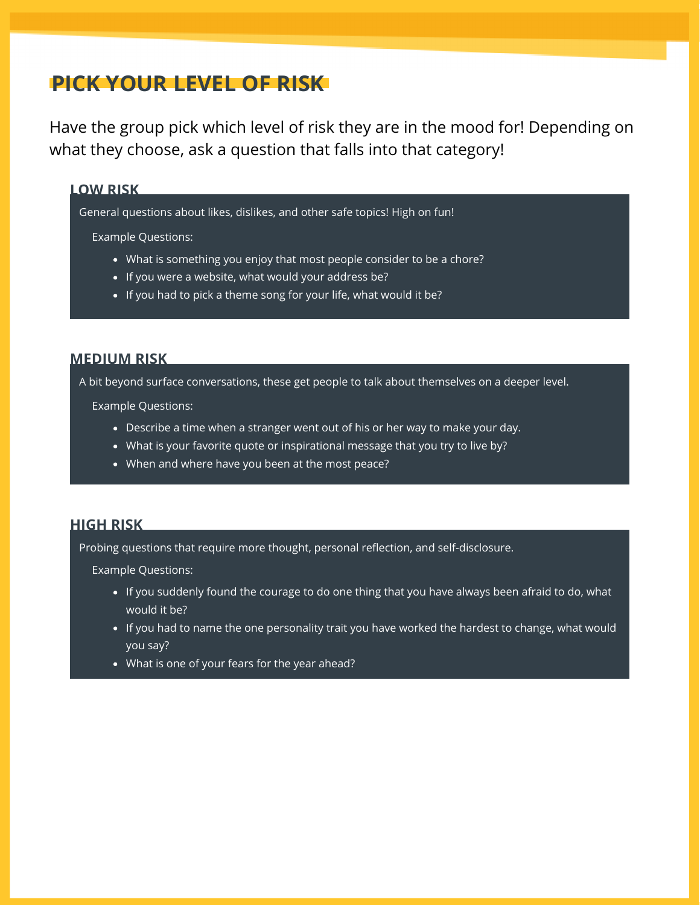# PICK YOUR LEVEL OF RISK

Have the group pick which level of risk they are in the mood for! Depending on what they choose, ask a question that falls into that category!

## LOW RISK

General questions about likes, dislikes, and other safe topics! High on fun!

Example Questions:

- What is something you enjoy that most people consider to be a chore?
- If you were a website, what would your address be?
- If you had to pick a theme song for your life, what would it be?

## MEDIUM RISK

A bit beyond surface conversations, these get people to talk about themselves on a deeper level.

Example Questions:

- Describe a time when a stranger went out of his or her way to make your day.
- What is your favorite quote or inspirational message that you try to live by?
- When and where have you been at the most peace?

## HIGH RISK

Probing questions that require more thought, personal reflection, and self-disclosure.

Example Questions:

- If you suddenly found the courage to do one thing that you have always been afraid to do, what would it be?
- If you had to name the one personality trait you have worked the hardest to change, what would you say?
- What is one of your fears for the year ahead?